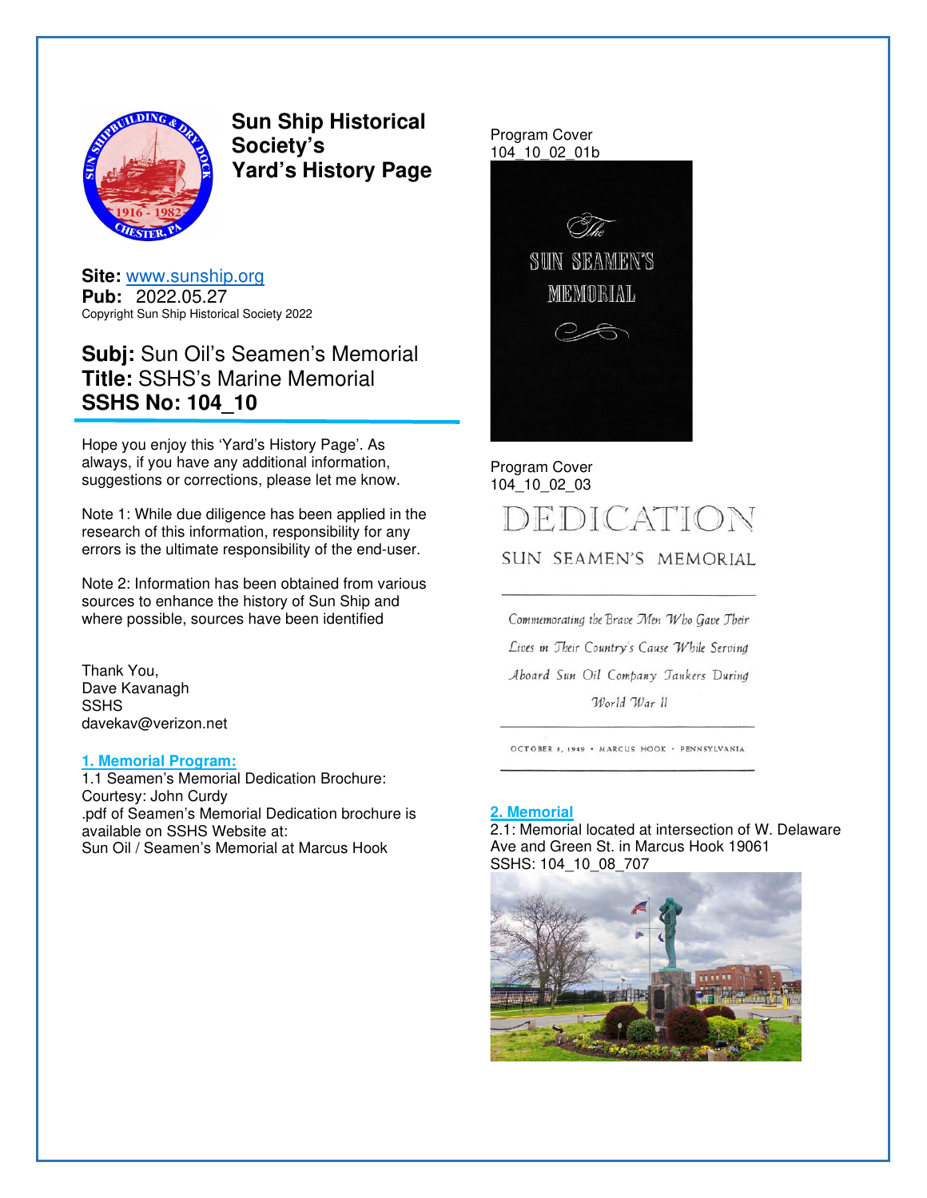# Sun Ship Historical Society's Yard's History Page

**Site:** www.sunship.org
**Pub:** 2022.05.27
Copyright Sun Ship Historical Society 2022

**Subj:** Sun Oil's Seamen's Memorial
**Title:** SSHS's Marine Memorial
**SSHS No: 104_10**

Hope you enjoy this 'Yard's History Page'. As always, if you have any additional information, suggestions or corrections, please let me know.

Note 1: While due diligence has been applied in the research of this information, responsibility for any errors is the ultimate responsibility of the end-user.

Note 2: Information has been obtained from various sources to enhance the history of Sun Ship and where possible, sources have been identified

Thank You,
Dave Kavanagh
SSHS
davekav@verizon.net

## 1. Memorial Program:

1.1 Seamen's Memorial Dedication Brochure:
Courtesy: John Curdy
.pdf of Seamen's Memorial Dedication brochure is available on SSHS Website at:
Sun Oil / Seamen's Memorial at Marcus Hook

Program Cover
104_10_02_01b

The SUN SEAMEN'S MEMORIAL

Program Cover
104_10_02_03

DEDICATION

SUN SEAMEN'S MEMORIAL

*Commemorating the Brave Men Who Gave Their Lives in Their Country's Cause While Serving Aboard Sun Oil Company Tankers During World War II*

OCTOBER 8, 1949 • MARCUS HOOK • PENNSYLVANIA

## 2. Memorial

2.1: Memorial located at intersection of W. Delaware Ave and Green St. in Marcus Hook 19061
SSHS: 104_10_08_707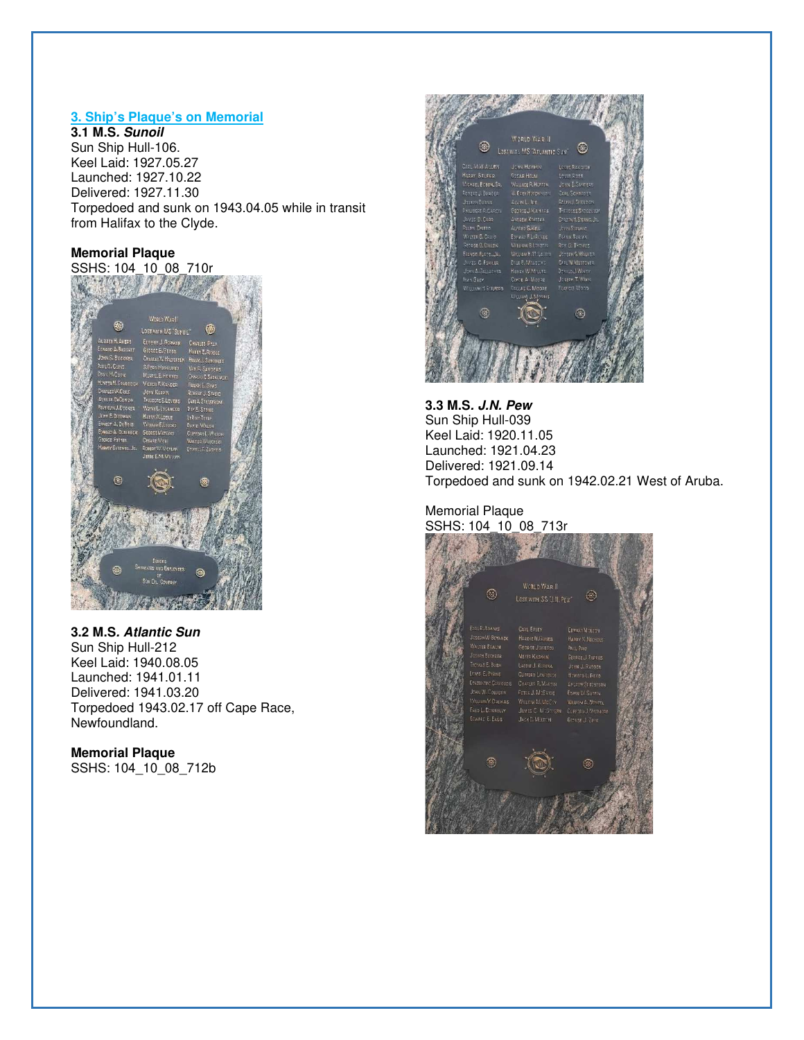## 3. Ship's Plaque's on Memorial

### 3.1 M.S. *Sunoil*

Sun Ship Hull-106.
Keel Laid: 1927.05.27
Launched: 1927.10.22
Delivered: 1927.11.30
Torpedoed and sunk on 1943.04.05 while in transit from Halifax to the Clyde.

**Memorial Plaque**
SSHS: 104_10_08_710r

### 3.2 M.S. *Atlantic Sun*

Sun Ship Hull-212
Keel Laid: 1940.08.05
Launched: 1941.01.11
Delivered: 1941.03.20
Torpedoed 1943.02.17 off Cape Race, Newfoundland.

**Memorial Plaque**
SSHS: 104_10_08_712b

### 3.3 M.S. *J.N. Pew*

Sun Ship Hull-039
Keel Laid: 1920.11.05
Launched: 1921.04.23
Delivered: 1921.09.14
Torpedoed and sunk on 1942.02.21 West of Aruba.

Memorial Plaque
SSHS: 104_10_08_713r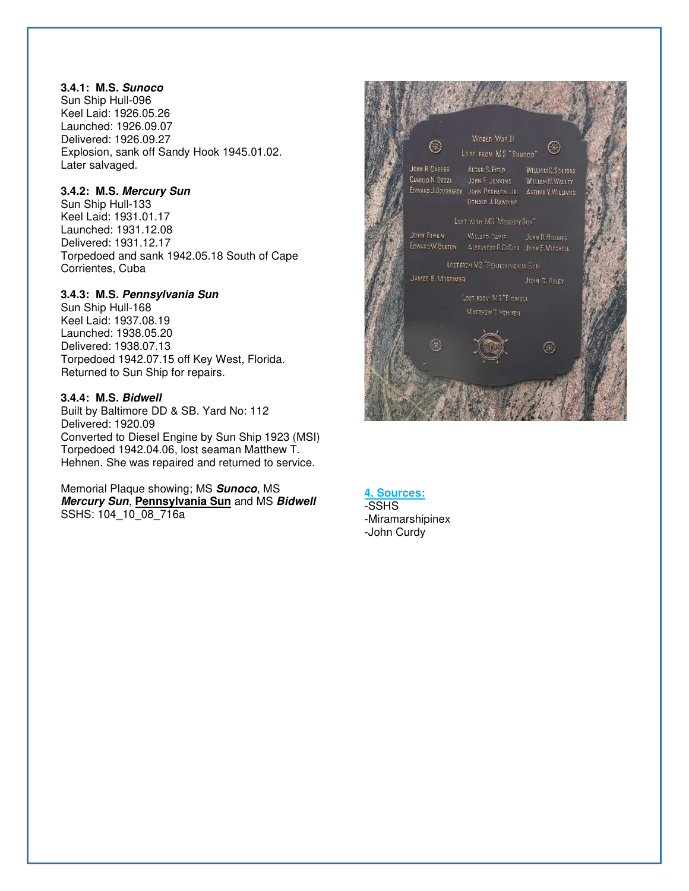### 3.4.1: M.S. *Sunoco*

Sun Ship Hull-096
Keel Laid: 1926.05.26
Launched: 1926.09.07
Delivered: 1926.09.27
Explosion, sank off Sandy Hook 1945.01.02.
Later salvaged.

### 3.4.2: M.S. *Mercury Sun*

Sun Ship Hull-133
Keel Laid: 1931.01.17
Launched: 1931.12.08
Delivered: 1931.12.17
Torpedoed and sank 1942.05.18 South of Cape Corrientes, Cuba

### 3.4.3: M.S. *Pennsylvania Sun*

Sun Ship Hull-168
Keel Laid: 1937.08.19
Launched: 1938.05.20
Delivered: 1938.07.13
Torpedoed 1942.07.15 off Key West, Florida.
Returned to Sun Ship for repairs.

### 3.4.4: M.S. *Bidwell*

Built by Baltimore DD & SB. Yard No: 112
Delivered: 1920.09
Converted to Diesel Engine by Sun Ship 1923 (MSI)
Torpedoed 1942.04.06, lost seaman Matthew T. Hehnen. She was repaired and returned to service.

Memorial Plaque showing; MS ***Sunoco***, MS ***Mercury Sun***, **Pennsylvania Sun** and MS ***Bidwell***
SSHS: 104_10_08_716a

## 4. Sources:

-SSHS
-Miramarshipinex
-John Curdy